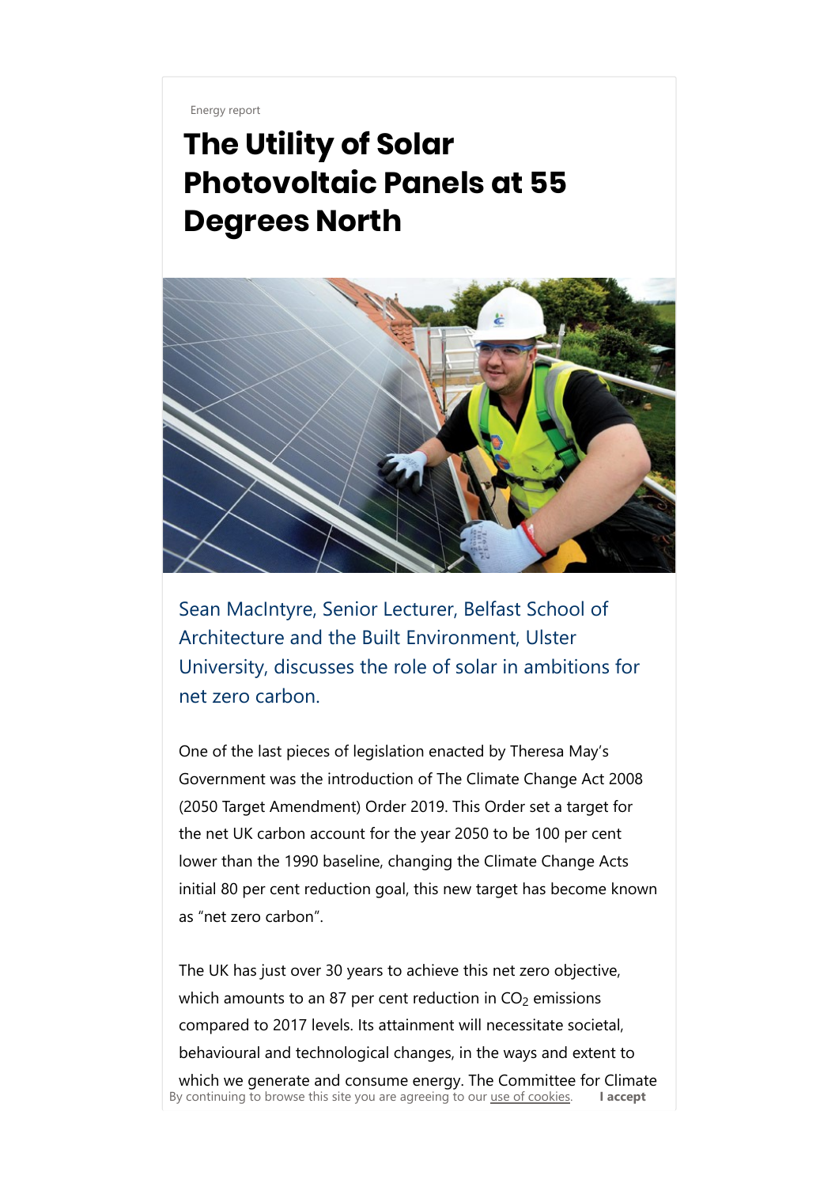Energy report

# The Utility of Solar Photovoltaic Panels at 55 Degrees North

Sean MacIntyre, Senior Lecturer, Belfast School of Architecture and the Built Environment, Ulster University, discusses the role of solar in ambitions for net zero carbon.

One of the last pieces of legislation enacted by Theresa May's Government was the introduction of The Climate Change Act 2008 (2050 Target Amendment) Order 2019. This Order set a target for the net UK carbon account for the year 2050 to be 100 per cent lower than the 1990 baseline, changing the Climate Change Acts initial 80 per cent reduction goal, this new target has become known as "net zero carbon".

The UK has just over 30 years to achieve this net zero objective, which amounts to an 87 per cent reduction in $CO_2$ emissions compared to 2017 levels. Its attainment will necessitate societal, behavioural and technological changes, in the ways and extent to which we generate and consume energy. The Committee for Climate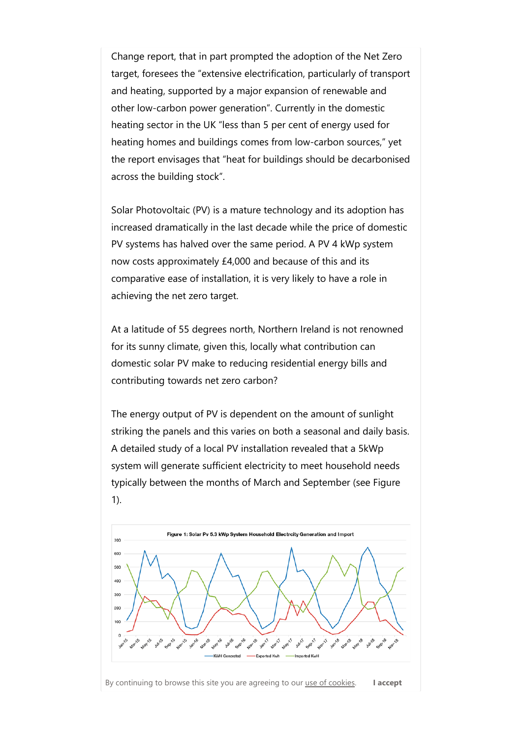Change report, that in part prompted the adoption of the Net Zero target, foresees the "extensive electrification, particularly of transport and heating, supported by a major expansion of renewable and other low-carbon power generation". Currently in the domestic heating sector in the UK "less than 5 per cent of energy used for heating homes and buildings comes from low-carbon sources," yet the report envisages that "heat for buildings should be decarbonised across the building stock".

Solar Photovoltaic (PV) is a mature technology and its adoption has increased dramatically in the last decade while the price of domestic PV systems has halved over the same period. A PV 4 kWp system now costs approximately £4,000 and because of this and its comparative ease of installation, it is very likely to have a role in achieving the net zero target.

At a latitude of 55 degrees north, Northern Ireland is not renowned for its sunny climate, given this, locally what contribution can domestic solar PV make to reducing residential energy bills and contributing towards net zero carbon?

The energy output of PV is dependent on the amount of sunlight striking the panels and this varies on both a seasonal and daily basis. A detailed study of a local PV installation revealed that a 5kWp system will generate sufficient electricity to meet household needs typically between the months of March and September (see Figure 1).

Figure 1: Solar Pv 5.3 kWp System Household Electrcity Generation and Import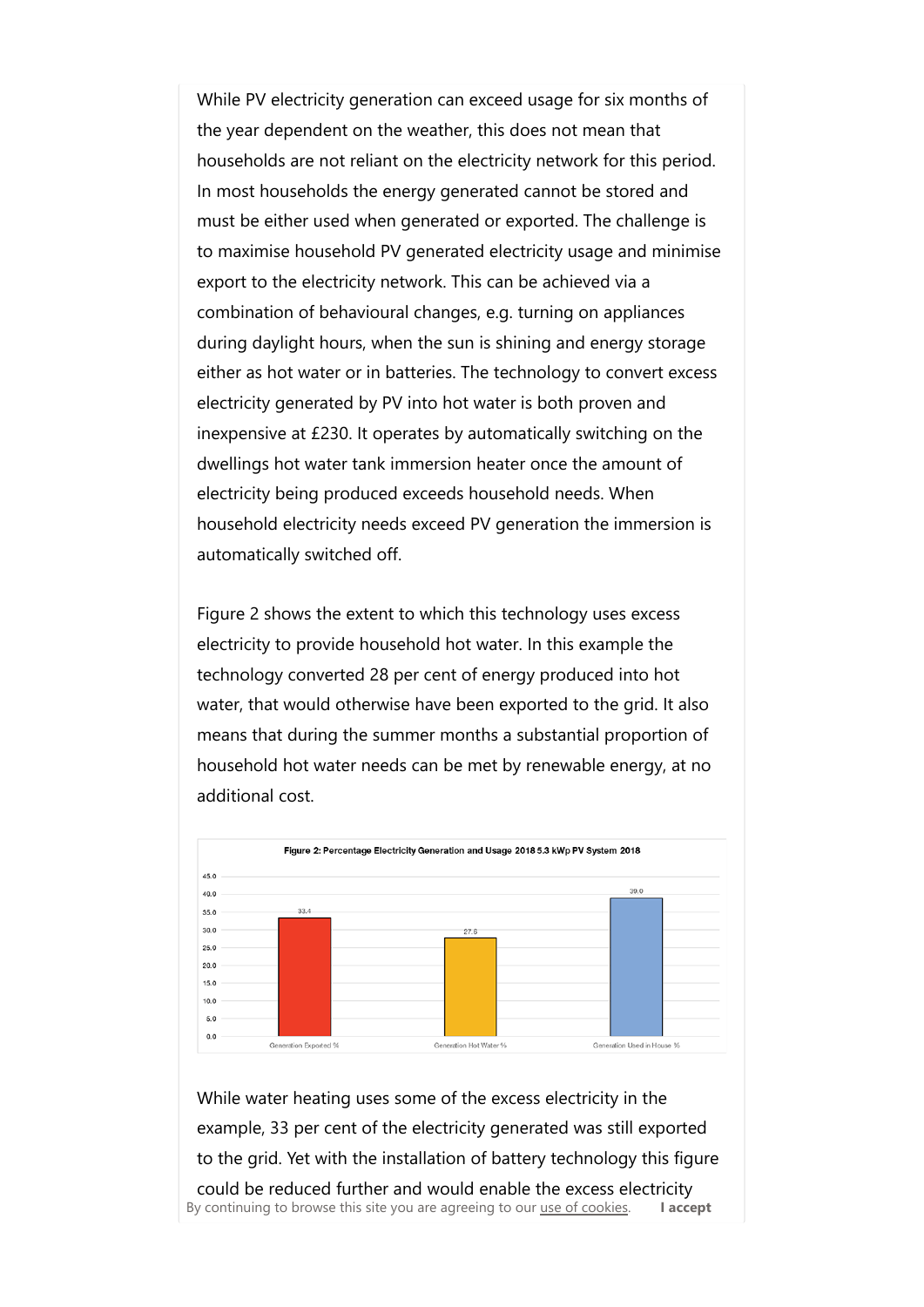While PV electricity generation can exceed usage for six months of the year dependent on the weather, this does not mean that households are not reliant on the electricity network for this period. In most households the energy generated cannot be stored and must be either used when generated or exported. The challenge is to maximise household PV generated electricity usage and minimise export to the electricity network. This can be achieved via a combination of behavioural changes, e.g. turning on appliances during daylight hours, when the sun is shining and energy storage either as hot water or in batteries. The technology to convert excess electricity generated by PV into hot water is both proven and inexpensive at £230. It operates by automatically switching on the dwellings hot water tank immersion heater once the amount of electricity being produced exceeds household needs. When household electricity needs exceed PV generation the immersion is automatically switched off.

Figure 2 shows the extent to which this technology uses excess electricity to provide household hot water. In this example the technology converted 28 per cent of energy produced into hot water, that would otherwise have been exported to the grid. It also means that during the summer months a substantial proportion of household hot water needs can be met by renewable energy, at no additional cost.

**Figure 2: Percentage Electricity Generation and Usage 2018 5.3 kWp PV System 2018**

| Generation Exported % | Generation Hot Water % | Generation Used in House % |
| --- | --- | --- |
| 33.4 | 27.6 | 39.0 |

While water heating uses some of the excess electricity in the example, 33 per cent of the electricity generated was still exported to the grid. Yet with the installation of battery technology this figure could be reduced further and would enable the excess electricity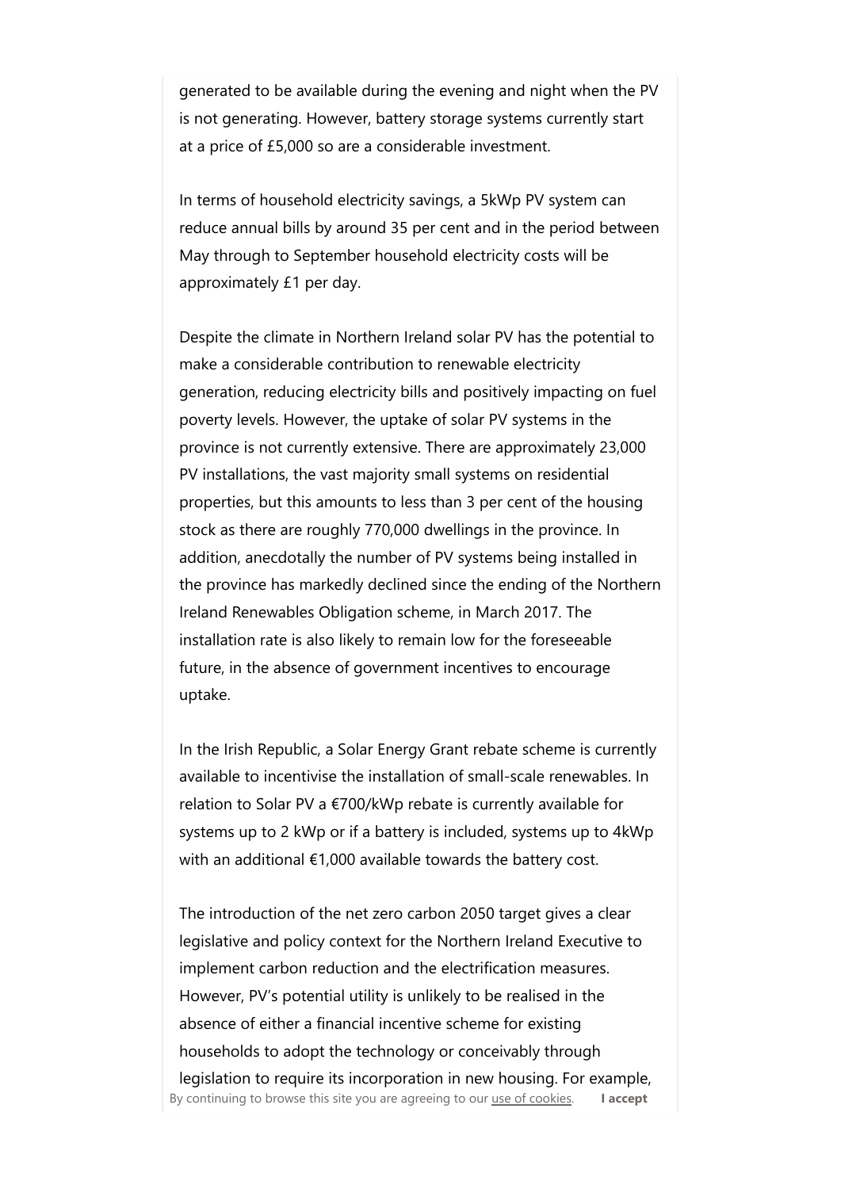generated to be available during the evening and night when the PV is not generating. However, battery storage systems currently start at a price of £5,000 so are a considerable investment.

In terms of household electricity savings, a 5kWp PV system can reduce annual bills by around 35 per cent and in the period between May through to September household electricity costs will be approximately £1 per day.

Despite the climate in Northern Ireland solar PV has the potential to make a considerable contribution to renewable electricity generation, reducing electricity bills and positively impacting on fuel poverty levels. However, the uptake of solar PV systems in the province is not currently extensive. There are approximately 23,000 PV installations, the vast majority small systems on residential properties, but this amounts to less than 3 per cent of the housing stock as there are roughly 770,000 dwellings in the province. In addition, anecdotally the number of PV systems being installed in the province has markedly declined since the ending of the Northern Ireland Renewables Obligation scheme, in March 2017. The installation rate is also likely to remain low for the foreseeable future, in the absence of government incentives to encourage uptake.

In the Irish Republic, a Solar Energy Grant rebate scheme is currently available to incentivise the installation of small-scale renewables. In relation to Solar PV a €700/kWp rebate is currently available for systems up to 2 kWp or if a battery is included, systems up to 4kWp with an additional €1,000 available towards the battery cost.

The introduction of the net zero carbon 2050 target gives a clear legislative and policy context for the Northern Ireland Executive to implement carbon reduction and the electrification measures. However, PV's potential utility is unlikely to be realised in the absence of either a financial incentive scheme for existing households to adopt the technology or conceivably through legislation to require its incorporation in new housing. For example,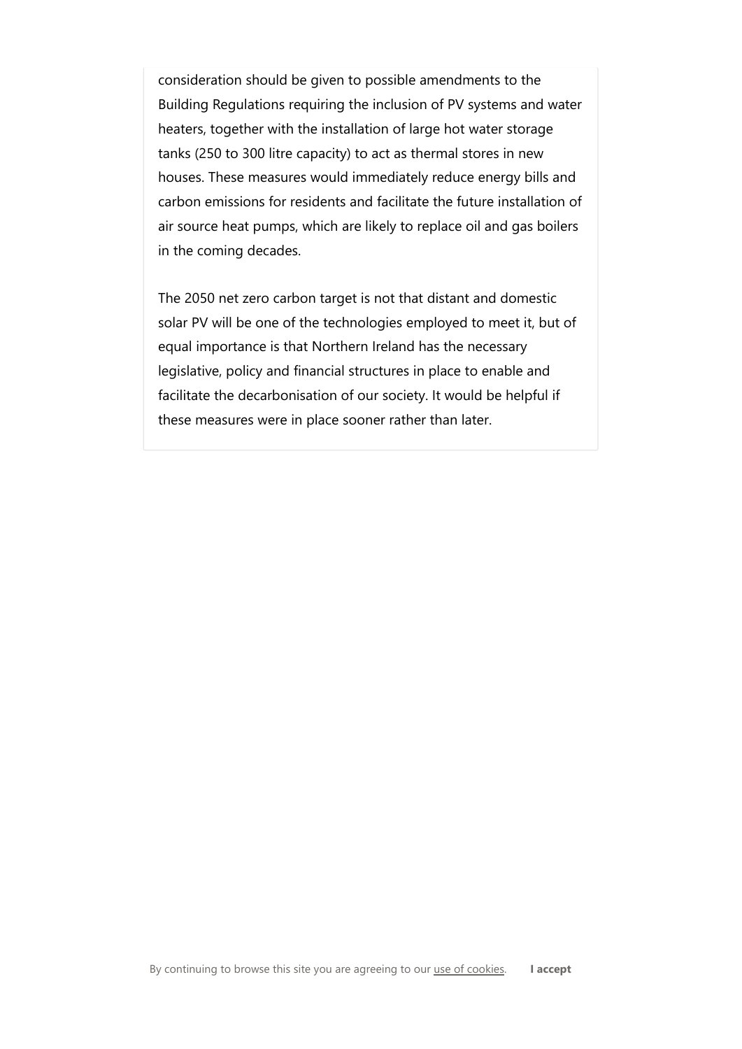consideration should be given to possible amendments to the Building Regulations requiring the inclusion of PV systems and water heaters, together with the installation of large hot water storage tanks (250 to 300 litre capacity) to act as thermal stores in new houses. These measures would immediately reduce energy bills and carbon emissions for residents and facilitate the future installation of air source heat pumps, which are likely to replace oil and gas boilers in the coming decades.

The 2050 net zero carbon target is not that distant and domestic solar PV will be one of the technologies employed to meet it, but of equal importance is that Northern Ireland has the necessary legislative, policy and financial structures in place to enable and facilitate the decarbonisation of our society. It would be helpful if these measures were in place sooner rather than later.